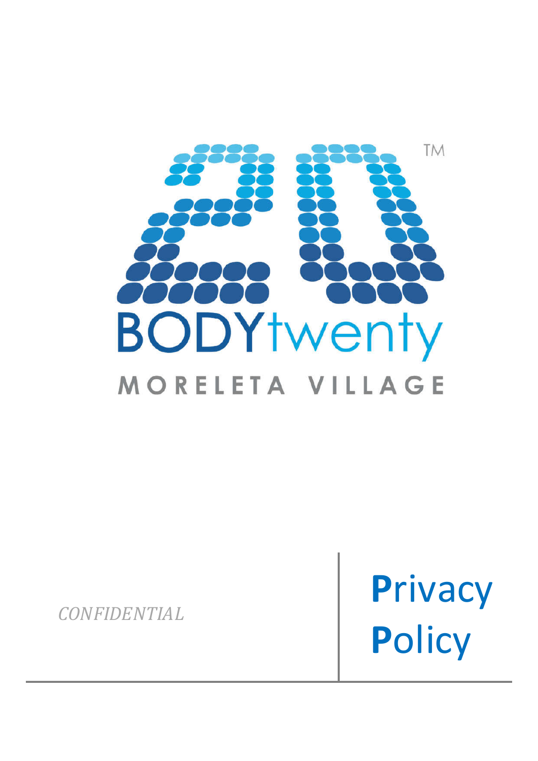BODYtwenty

MORELETA VILLAGE

*CONFIDENTIAL*

# Privacy Policy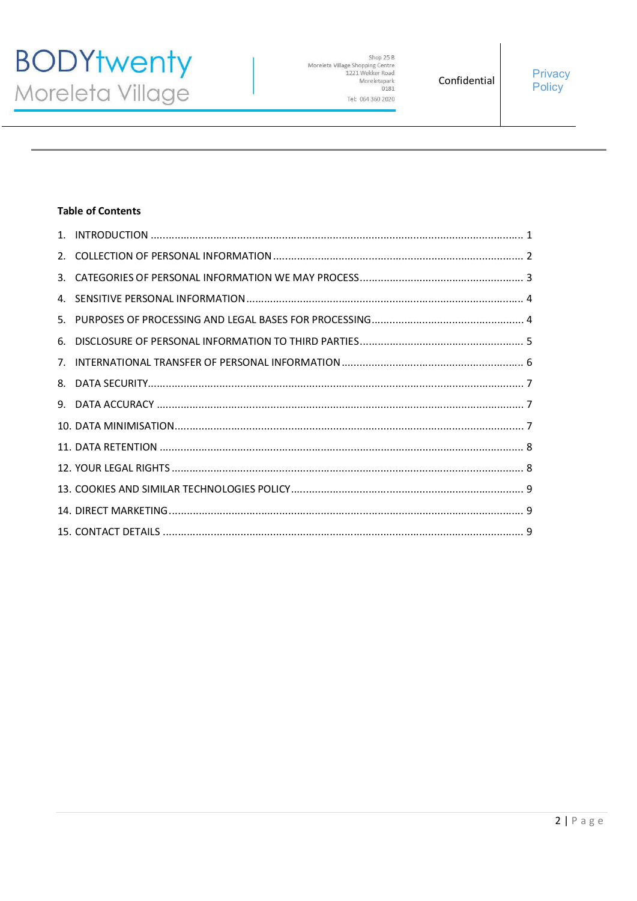**Table of Contents**

1. INTRODUCTION ........................................................................................................................ 1
2. COLLECTION OF PERSONAL INFORMATION .................................................................................. 2
3. CATEGORIES OF PERSONAL INFORMATION WE MAY PROCESS ..................................................... 3
4. SENSITIVE PERSONAL INFORMATION .......................................................................................... 4
5. PURPOSES OF PROCESSING AND LEGAL BASES FOR PROCESSING ................................................. 4
6. DISCLOSURE OF PERSONAL INFORMATION TO THIRD PARTIES ..................................................... 5
7. INTERNATIONAL TRANSFER OF PERSONAL INFORMATION ........................................................... 6
8. DATA SECURITY ......................................................................................................................... 7
9. DATA ACCURACY ....................................................................................................................... 7
10. DATA MINIMISATION ................................................................................................................. 7
11. DATA RETENTION ...................................................................................................................... 8
12. YOUR LEGAL RIGHTS .................................................................................................................. 8
13. COOKIES AND SIMILAR TECHNOLOGIES POLICY ........................................................................... 9
14. DIRECT MARKETING ................................................................................................................... 9
15. CONTACT DETAILS ..................................................................................................................... 9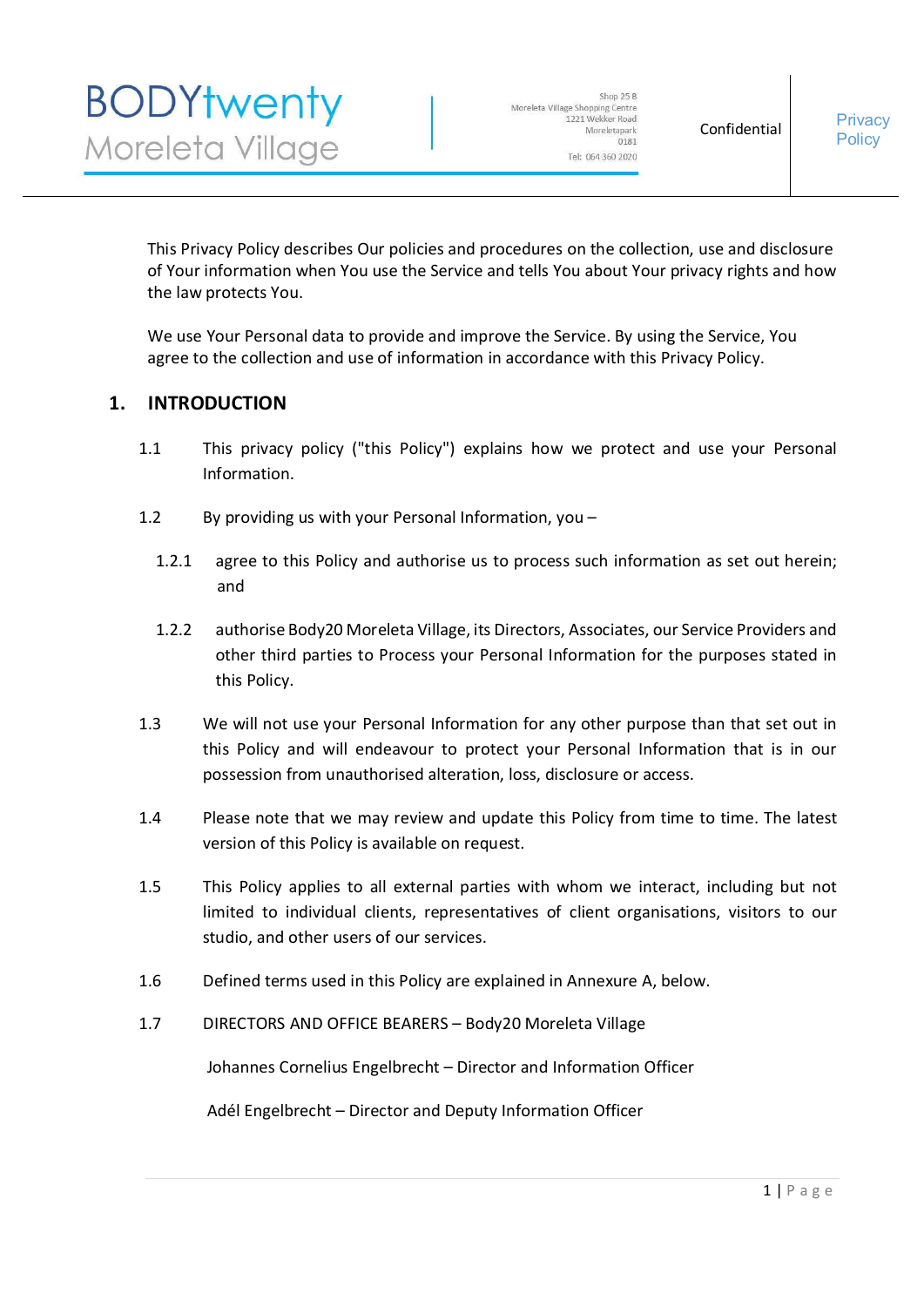This Privacy Policy describes Our policies and procedures on the collection, use and disclosure of Your information when You use the Service and tells You about Your privacy rights and how the law protects You.

We use Your Personal data to provide and improve the Service. By using the Service, You agree to the collection and use of information in accordance with this Privacy Policy.

## 1. INTRODUCTION

1.1 This privacy policy ("this Policy") explains how we protect and use your Personal Information.

1.2 By providing us with your Personal Information, you –

1.2.1 agree to this Policy and authorise us to process such information as set out herein; and

1.2.2 authorise Body20 Moreleta Village, its Directors, Associates, our Service Providers and other third parties to Process your Personal Information for the purposes stated in this Policy.

1.3 We will not use your Personal Information for any other purpose than that set out in this Policy and will endeavour to protect your Personal Information that is in our possession from unauthorised alteration, loss, disclosure or access.

1.4 Please note that we may review and update this Policy from time to time. The latest version of this Policy is available on request.

1.5 This Policy applies to all external parties with whom we interact, including but not limited to individual clients, representatives of client organisations, visitors to our studio, and other users of our services.

1.6 Defined terms used in this Policy are explained in Annexure A, below.

1.7 DIRECTORS AND OFFICE BEARERS – Body20 Moreleta Village

Johannes Cornelius Engelbrecht – Director and Information Officer

Adél Engelbrecht – Director and Deputy Information Officer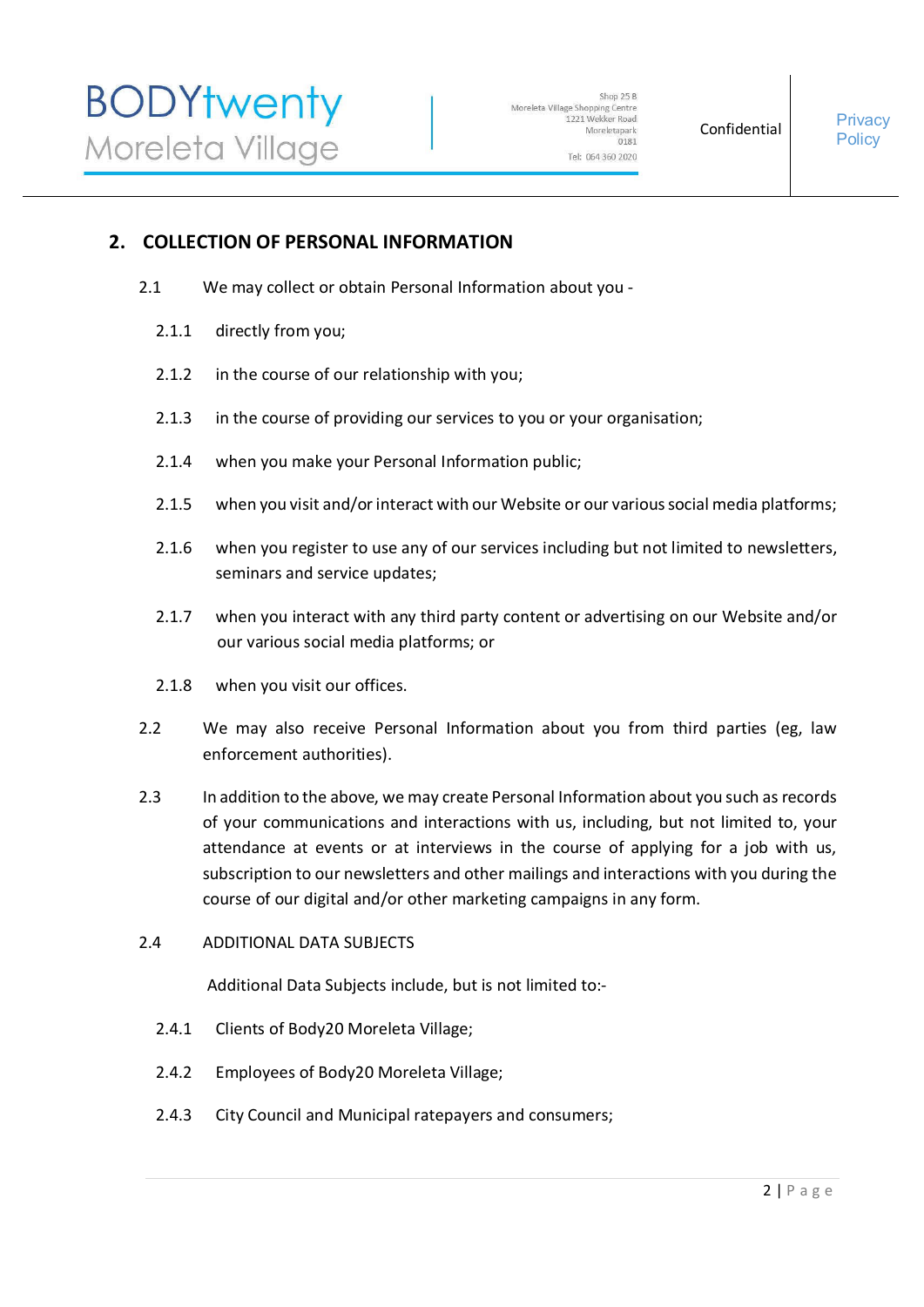## 2. COLLECTION OF PERSONAL INFORMATION

2.1 We may collect or obtain Personal Information about you -

2.1.1 directly from you;

2.1.2 in the course of our relationship with you;

2.1.3 in the course of providing our services to you or your organisation;

2.1.4 when you make your Personal Information public;

2.1.5 when you visit and/or interact with our Website or our various social media platforms;

2.1.6 when you register to use any of our services including but not limited to newsletters, seminars and service updates;

2.1.7 when you interact with any third party content or advertising on our Website and/or our various social media platforms; or

2.1.8 when you visit our offices.

2.2 We may also receive Personal Information about you from third parties (eg, law enforcement authorities).

2.3 In addition to the above, we may create Personal Information about you such as records of your communications and interactions with us, including, but not limited to, your attendance at events or at interviews in the course of applying for a job with us, subscription to our newsletters and other mailings and interactions with you during the course of our digital and/or other marketing campaigns in any form.

2.4 ADDITIONAL DATA SUBJECTS

Additional Data Subjects include, but is not limited to:-

2.4.1 Clients of Body20 Moreleta Village;

2.4.2 Employees of Body20 Moreleta Village;

2.4.3 City Council and Municipal ratepayers and consumers;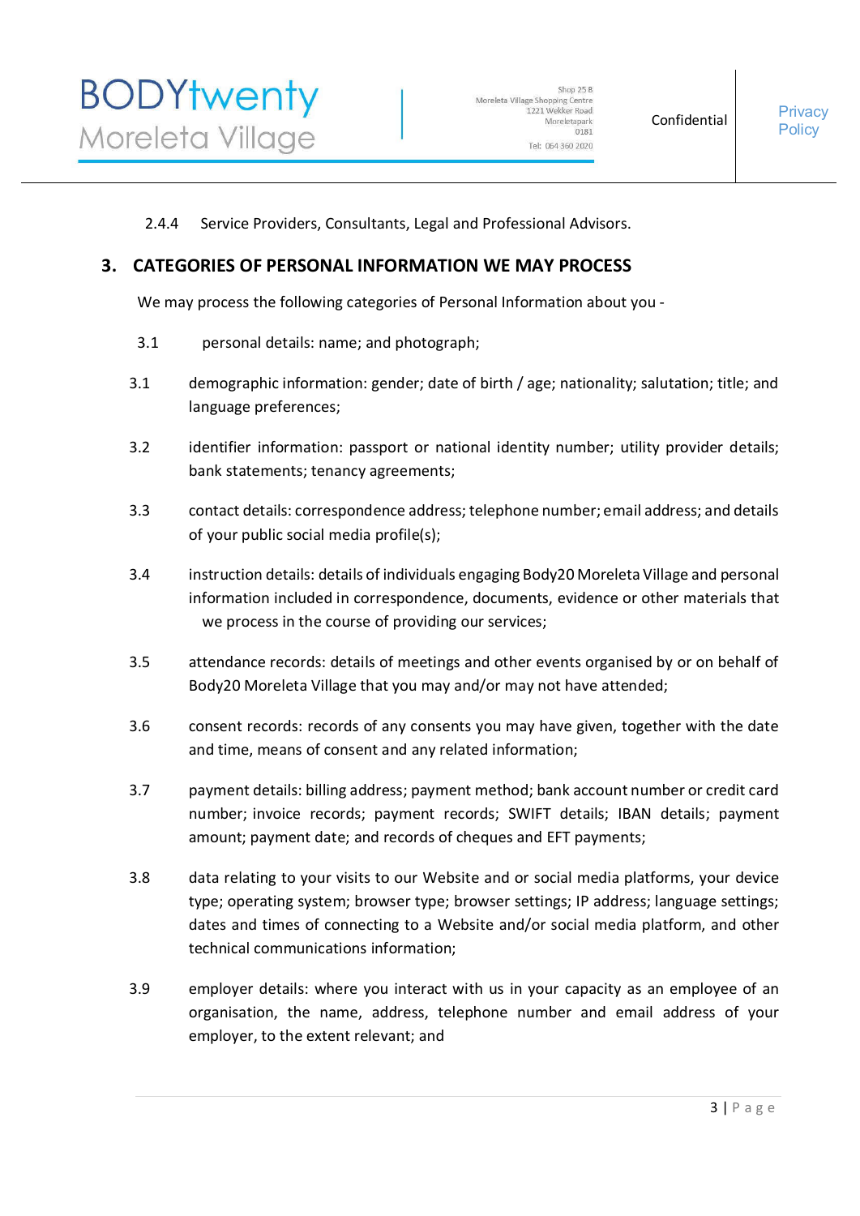2.4.4 Service Providers, Consultants, Legal and Professional Advisors.

## 3. CATEGORIES OF PERSONAL INFORMATION WE MAY PROCESS

We may process the following categories of Personal Information about you -

3.1 personal details: name; and photograph;

3.1 demographic information: gender; date of birth / age; nationality; salutation; title; and language preferences;

3.2 identifier information: passport or national identity number; utility provider details; bank statements; tenancy agreements;

3.3 contact details: correspondence address; telephone number; email address; and details of your public social media profile(s);

3.4 instruction details: details of individuals engaging Body20 Moreleta Village and personal information included in correspondence, documents, evidence or other materials that we process in the course of providing our services;

3.5 attendance records: details of meetings and other events organised by or on behalf of Body20 Moreleta Village that you may and/or may not have attended;

3.6 consent records: records of any consents you may have given, together with the date and time, means of consent and any related information;

3.7 payment details: billing address; payment method; bank account number or credit card number; invoice records; payment records; SWIFT details; IBAN details; payment amount; payment date; and records of cheques and EFT payments;

3.8 data relating to your visits to our Website and or social media platforms, your device type; operating system; browser type; browser settings; IP address; language settings; dates and times of connecting to a Website and/or social media platform, and other technical communications information;

3.9 employer details: where you interact with us in your capacity as an employee of an organisation, the name, address, telephone number and email address of your employer, to the extent relevant; and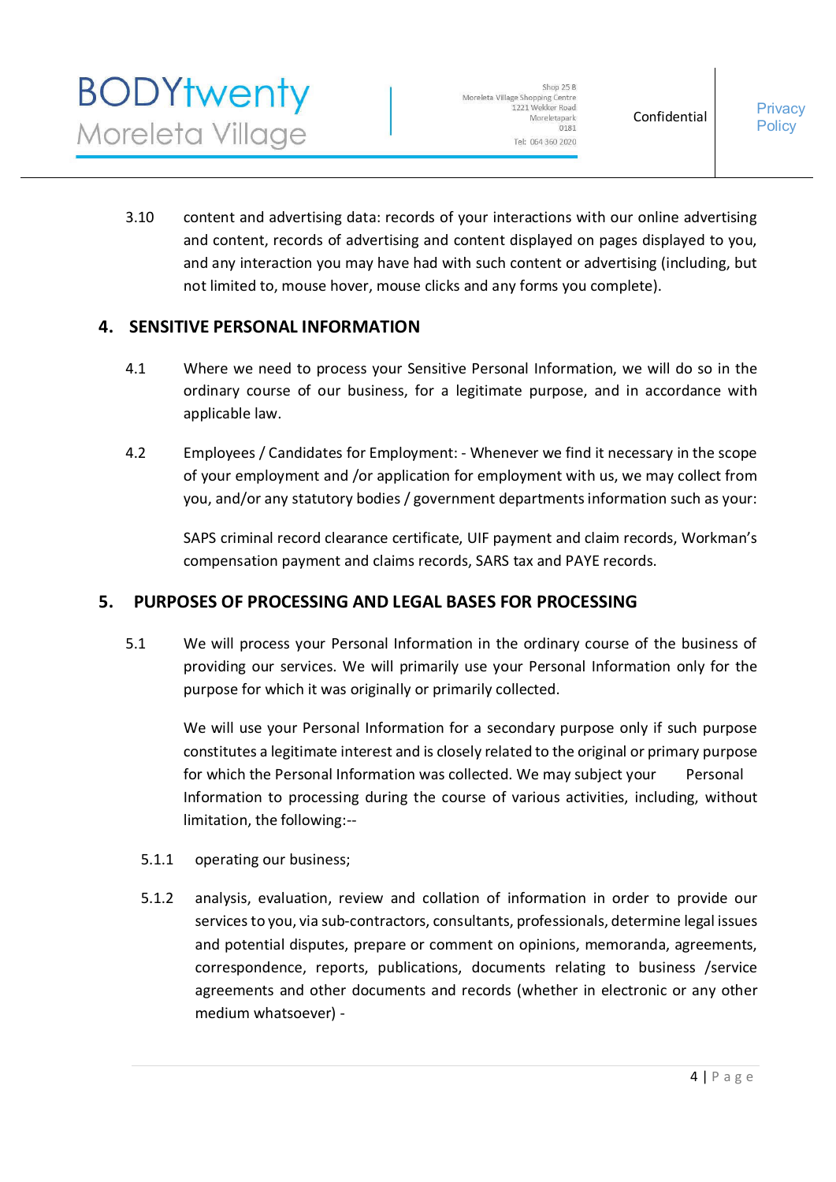3.10 content and advertising data: records of your interactions with our online advertising and content, records of advertising and content displayed on pages displayed to you, and any interaction you may have had with such content or advertising (including, but not limited to, mouse hover, mouse clicks and any forms you complete).

## 4. SENSITIVE PERSONAL INFORMATION

4.1 Where we need to process your Sensitive Personal Information, we will do so in the ordinary course of our business, for a legitimate purpose, and in accordance with applicable law.

4.2 Employees / Candidates for Employment: - Whenever we find it necessary in the scope of your employment and /or application for employment with us, we may collect from you, and/or any statutory bodies / government departments information such as your:

SAPS criminal record clearance certificate, UIF payment and claim records, Workman's compensation payment and claims records, SARS tax and PAYE records.

## 5. PURPOSES OF PROCESSING AND LEGAL BASES FOR PROCESSING

5.1 We will process your Personal Information in the ordinary course of the business of providing our services. We will primarily use your Personal Information only for the purpose for which it was originally or primarily collected.

We will use your Personal Information for a secondary purpose only if such purpose constitutes a legitimate interest and is closely related to the original or primary purpose for which the Personal Information was collected. We may subject your Personal Information to processing during the course of various activities, including, without limitation, the following:--

5.1.1 operating our business;

5.1.2 analysis, evaluation, review and collation of information in order to provide our services to you, via sub-contractors, consultants, professionals, determine legal issues and potential disputes, prepare or comment on opinions, memoranda, agreements, correspondence, reports, publications, documents relating to business /service agreements and other documents and records (whether in electronic or any other medium whatsoever) -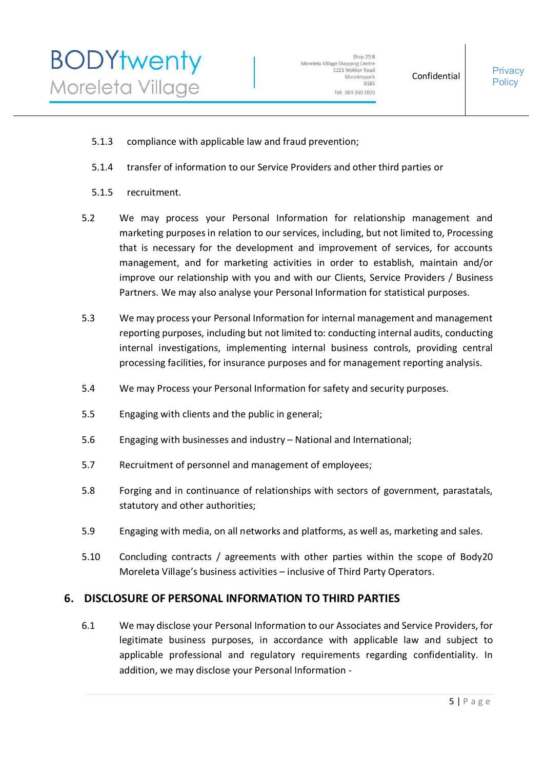5.1.3 compliance with applicable law and fraud prevention;

5.1.4 transfer of information to our Service Providers and other third parties or

5.1.5 recruitment.

5.2 We may process your Personal Information for relationship management and marketing purposes in relation to our services, including, but not limited to, Processing that is necessary for the development and improvement of services, for accounts management, and for marketing activities in order to establish, maintain and/or improve our relationship with you and with our Clients, Service Providers / Business Partners. We may also analyse your Personal Information for statistical purposes.

5.3 We may process your Personal Information for internal management and management reporting purposes, including but not limited to: conducting internal audits, conducting internal investigations, implementing internal business controls, providing central processing facilities, for insurance purposes and for management reporting analysis.

5.4 We may Process your Personal Information for safety and security purposes.

5.5 Engaging with clients and the public in general;

5.6 Engaging with businesses and industry – National and International;

5.7 Recruitment of personnel and management of employees;

5.8 Forging and in continuance of relationships with sectors of government, parastatals, statutory and other authorities;

5.9 Engaging with media, on all networks and platforms, as well as, marketing and sales.

5.10 Concluding contracts / agreements with other parties within the scope of Body20 Moreleta Village's business activities – inclusive of Third Party Operators.

## 6. DISCLOSURE OF PERSONAL INFORMATION TO THIRD PARTIES

6.1 We may disclose your Personal Information to our Associates and Service Providers, for legitimate business purposes, in accordance with applicable law and subject to applicable professional and regulatory requirements regarding confidentiality. In addition, we may disclose your Personal Information -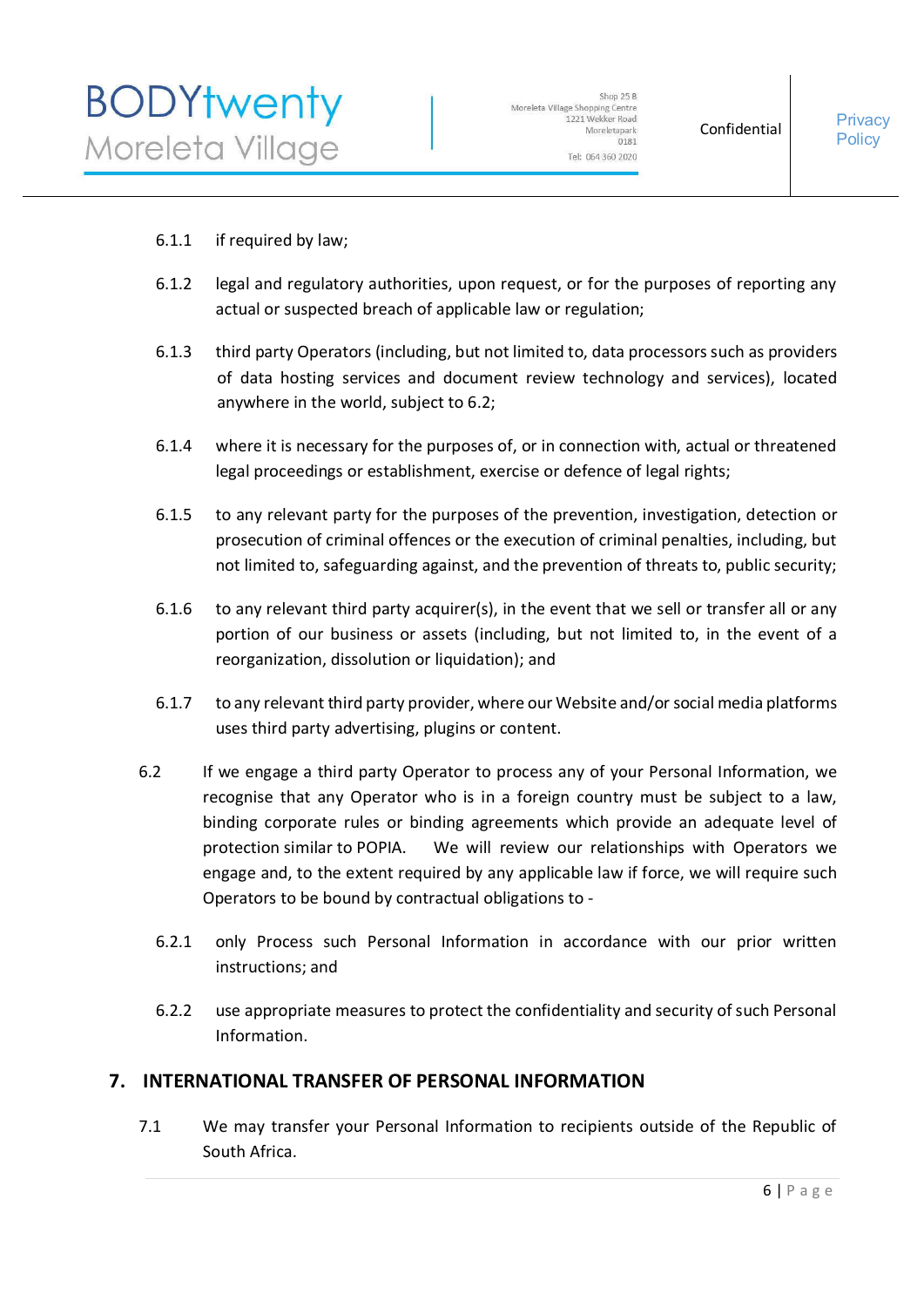6.1.1 if required by law;

6.1.2 legal and regulatory authorities, upon request, or for the purposes of reporting any actual or suspected breach of applicable law or regulation;

6.1.3 third party Operators (including, but not limited to, data processors such as providers of data hosting services and document review technology and services), located anywhere in the world, subject to 6.2;

6.1.4 where it is necessary for the purposes of, or in connection with, actual or threatened legal proceedings or establishment, exercise or defence of legal rights;

6.1.5 to any relevant party for the purposes of the prevention, investigation, detection or prosecution of criminal offences or the execution of criminal penalties, including, but not limited to, safeguarding against, and the prevention of threats to, public security;

6.1.6 to any relevant third party acquirer(s), in the event that we sell or transfer all or any portion of our business or assets (including, but not limited to, in the event of a reorganization, dissolution or liquidation); and

6.1.7 to any relevant third party provider, where our Website and/or social media platforms uses third party advertising, plugins or content.

6.2 If we engage a third party Operator to process any of your Personal Information, we recognise that any Operator who is in a foreign country must be subject to a law, binding corporate rules or binding agreements which provide an adequate level of protection similar to POPIA. We will review our relationships with Operators we engage and, to the extent required by any applicable law if force, we will require such Operators to be bound by contractual obligations to -

6.2.1 only Process such Personal Information in accordance with our prior written instructions; and

6.2.2 use appropriate measures to protect the confidentiality and security of such Personal Information.

## 7. INTERNATIONAL TRANSFER OF PERSONAL INFORMATION

7.1 We may transfer your Personal Information to recipients outside of the Republic of South Africa.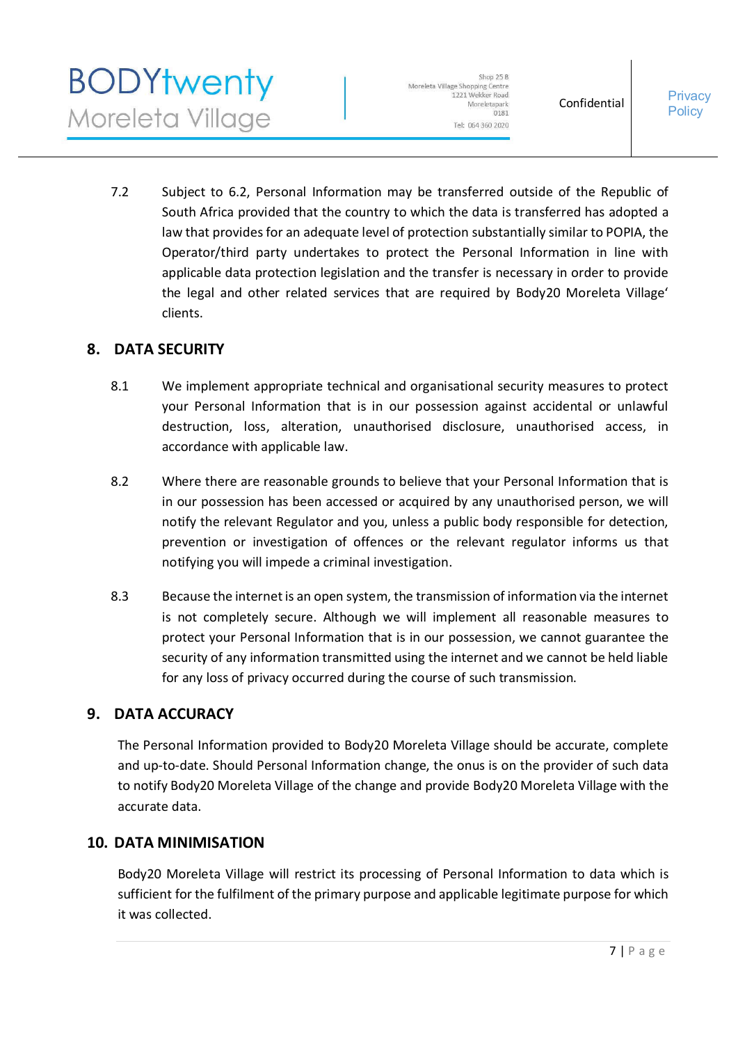7.2 Subject to 6.2, Personal Information may be transferred outside of the Republic of South Africa provided that the country to which the data is transferred has adopted a law that provides for an adequate level of protection substantially similar to POPIA, the Operator/third party undertakes to protect the Personal Information in line with applicable data protection legislation and the transfer is necessary in order to provide the legal and other related services that are required by Body20 Moreleta Village' clients.

## 8. DATA SECURITY

8.1 We implement appropriate technical and organisational security measures to protect your Personal Information that is in our possession against accidental or unlawful destruction, loss, alteration, unauthorised disclosure, unauthorised access, in accordance with applicable law.

8.2 Where there are reasonable grounds to believe that your Personal Information that is in our possession has been accessed or acquired by any unauthorised person, we will notify the relevant Regulator and you, unless a public body responsible for detection, prevention or investigation of offences or the relevant regulator informs us that notifying you will impede a criminal investigation.

8.3 Because the internet is an open system, the transmission of information via the internet is not completely secure. Although we will implement all reasonable measures to protect your Personal Information that is in our possession, we cannot guarantee the security of any information transmitted using the internet and we cannot be held liable for any loss of privacy occurred during the course of such transmission.

## 9. DATA ACCURACY

The Personal Information provided to Body20 Moreleta Village should be accurate, complete and up-to-date. Should Personal Information change, the onus is on the provider of such data to notify Body20 Moreleta Village of the change and provide Body20 Moreleta Village with the accurate data.

## 10. DATA MINIMISATION

Body20 Moreleta Village will restrict its processing of Personal Information to data which is sufficient for the fulfilment of the primary purpose and applicable legitimate purpose for which it was collected.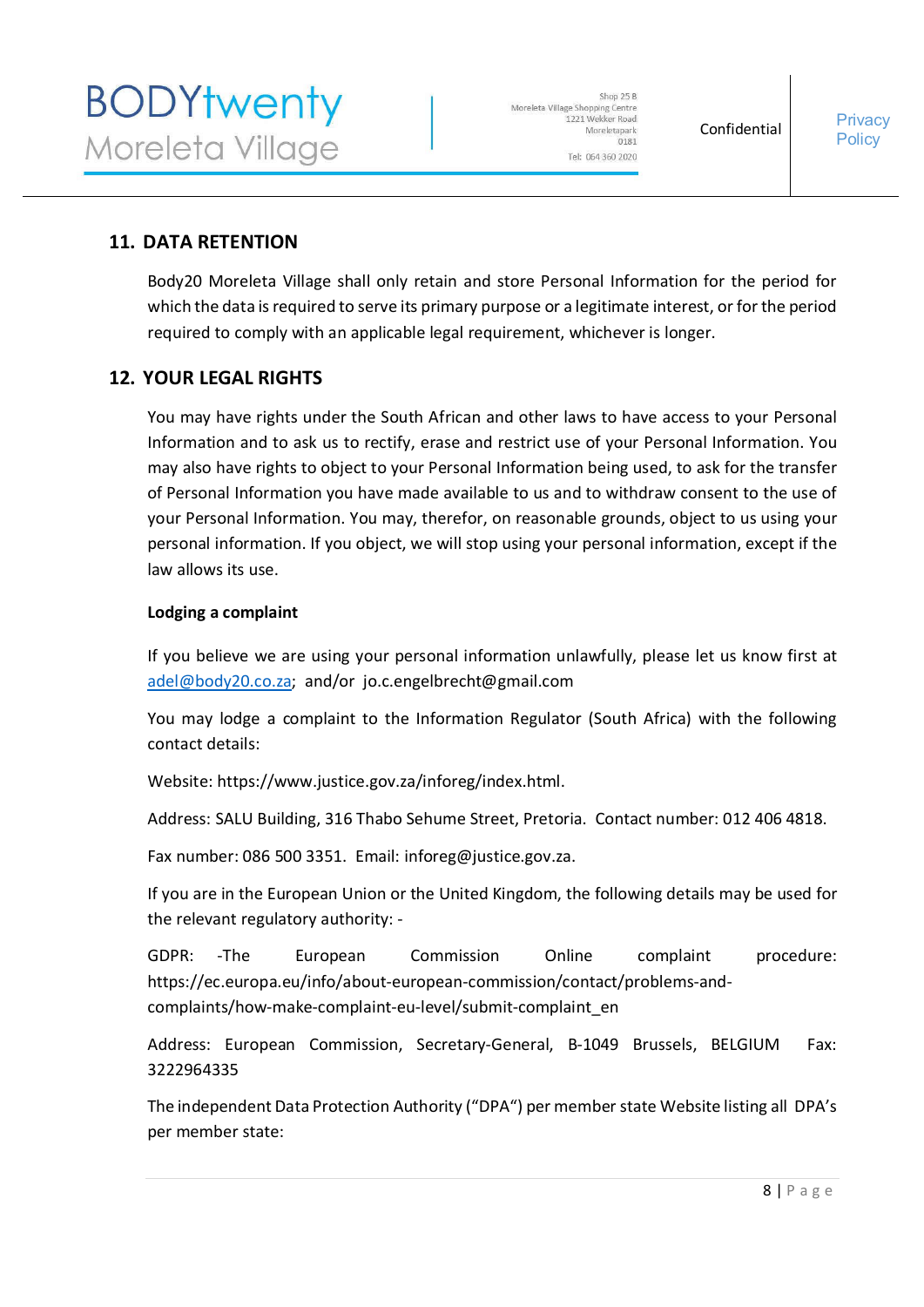## 11. DATA RETENTION

Body20 Moreleta Village shall only retain and store Personal Information for the period for which the data is required to serve its primary purpose or a legitimate interest, or for the period required to comply with an applicable legal requirement, whichever is longer.

## 12. YOUR LEGAL RIGHTS

You may have rights under the South African and other laws to have access to your Personal Information and to ask us to rectify, erase and restrict use of your Personal Information. You may also have rights to object to your Personal Information being used, to ask for the transfer of Personal Information you have made available to us and to withdraw consent to the use of your Personal Information. You may, therefor, on reasonable grounds, object to us using your personal information. If you object, we will stop using your personal information, except if the law allows its use.

**Lodging a complaint**

If you believe we are using your personal information unlawfully, please let us know first at adel@body20.co.za; and/or jo.c.engelbrecht@gmail.com

You may lodge a complaint to the Information Regulator (South Africa) with the following contact details:

Website: https://www.justice.gov.za/inforeg/index.html.

Address: SALU Building, 316 Thabo Sehume Street, Pretoria. Contact number: 012 406 4818.

Fax number: 086 500 3351. Email: inforeg@justice.gov.za.

If you are in the European Union or the United Kingdom, the following details may be used for the relevant regulatory authority: -

GDPR: -The European Commission Online complaint procedure: https://ec.europa.eu/info/about-european-commission/contact/problems-and-complaints/how-make-complaint-eu-level/submit-complaint_en

Address: European Commission, Secretary-General, B-1049 Brussels, BELGIUM Fax: 3222964335

The independent Data Protection Authority ("DPA") per member state Website listing all DPA's per member state: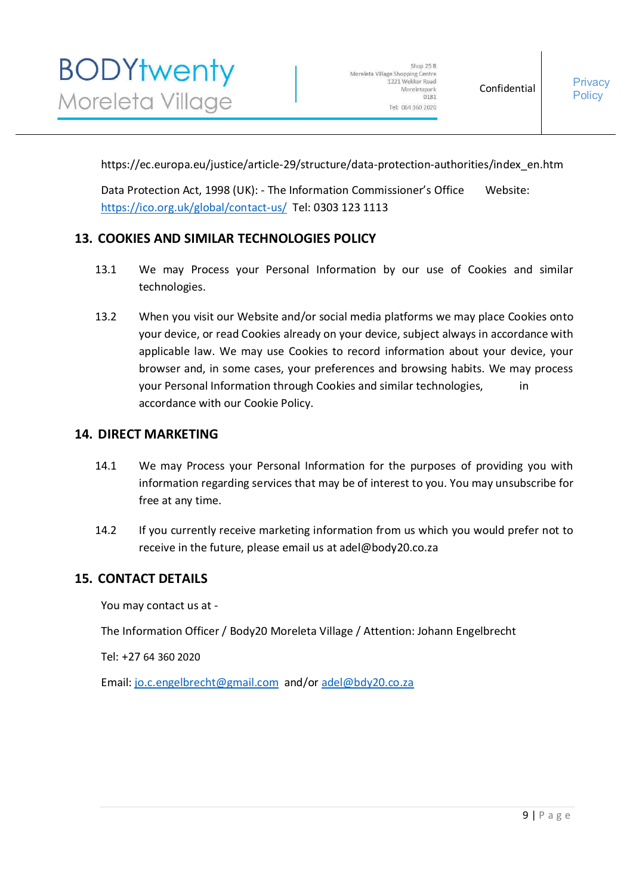https://ec.europa.eu/justice/article-29/structure/data-protection-authorities/index_en.htm

Data Protection Act, 1998 (UK): - The Information Commissioner's Office Website: https://ico.org.uk/global/contact-us/ Tel: 0303 123 1113

## 13. COOKIES AND SIMILAR TECHNOLOGIES POLICY

13.1 We may Process your Personal Information by our use of Cookies and similar technologies.

13.2 When you visit our Website and/or social media platforms we may place Cookies onto your device, or read Cookies already on your device, subject always in accordance with applicable law. We may use Cookies to record information about your device, your browser and, in some cases, your preferences and browsing habits. We may process your Personal Information through Cookies and similar technologies, in accordance with our Cookie Policy.

## 14. DIRECT MARKETING

14.1 We may Process your Personal Information for the purposes of providing you with information regarding services that may be of interest to you. You may unsubscribe for free at any time.

14.2 If you currently receive marketing information from us which you would prefer not to receive in the future, please email us at adel@body20.co.za

## 15. CONTACT DETAILS

You may contact us at -

The Information Officer / Body20 Moreleta Village / Attention: Johann Engelbrecht

Tel: +27 64 360 2020

Email: jo.c.engelbrecht@gmail.com and/or adel@bdy20.co.za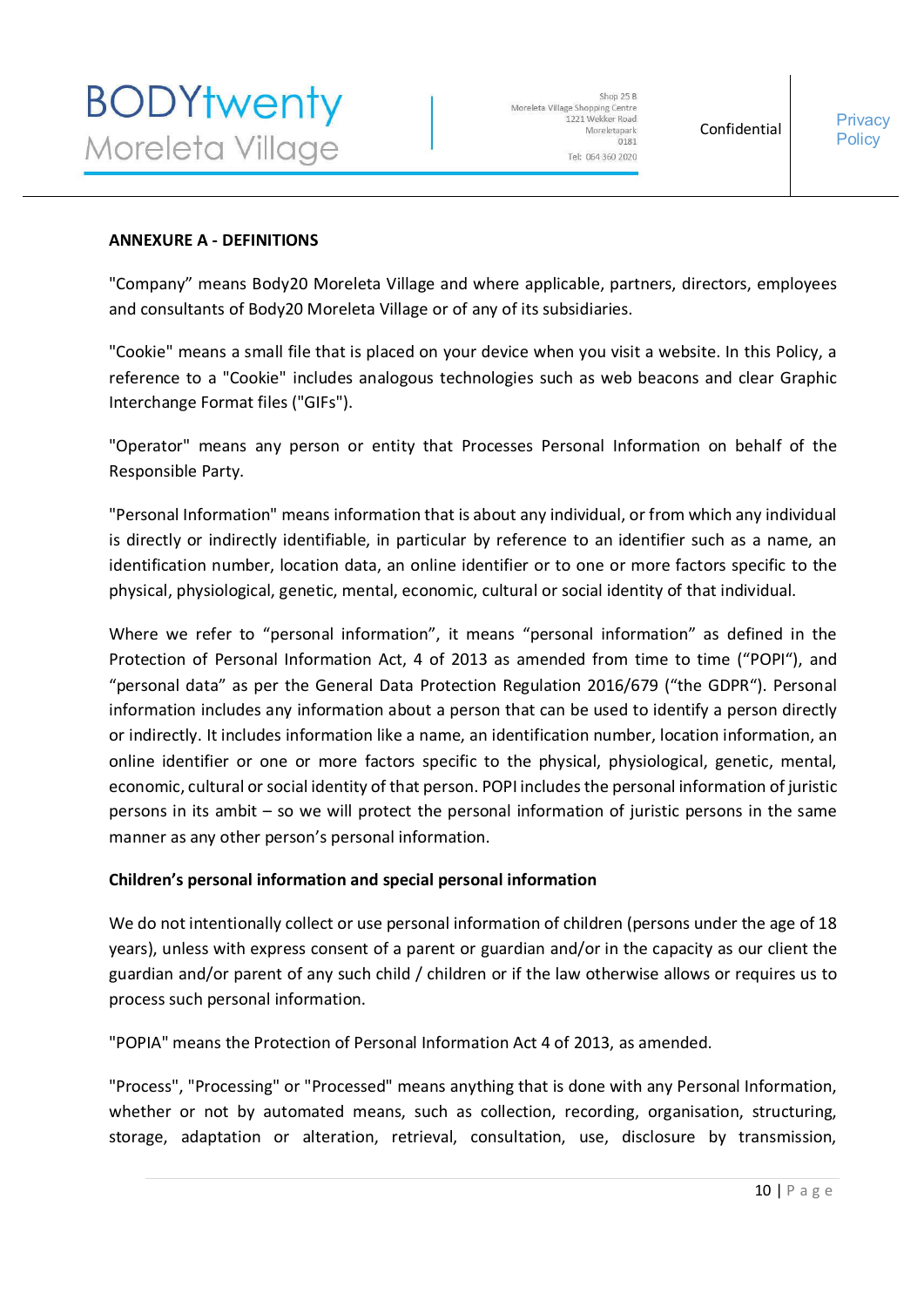**ANNEXURE A - DEFINITIONS**

"Company" means Body20 Moreleta Village and where applicable, partners, directors, employees and consultants of Body20 Moreleta Village or of any of its subsidiaries.

"Cookie" means a small file that is placed on your device when you visit a website. In this Policy, a reference to a "Cookie" includes analogous technologies such as web beacons and clear Graphic Interchange Format files ("GIFs").

"Operator" means any person or entity that Processes Personal Information on behalf of the Responsible Party.

"Personal Information" means information that is about any individual, or from which any individual is directly or indirectly identifiable, in particular by reference to an identifier such as a name, an identification number, location data, an online identifier or to one or more factors specific to the physical, physiological, genetic, mental, economic, cultural or social identity of that individual.

Where we refer to "personal information", it means "personal information" as defined in the Protection of Personal Information Act, 4 of 2013 as amended from time to time ("POPI"), and "personal data" as per the General Data Protection Regulation 2016/679 ("the GDPR"). Personal information includes any information about a person that can be used to identify a person directly or indirectly. It includes information like a name, an identification number, location information, an online identifier or one or more factors specific to the physical, physiological, genetic, mental, economic, cultural or social identity of that person. POPI includes the personal information of juristic persons in its ambit – so we will protect the personal information of juristic persons in the same manner as any other person's personal information.

**Children's personal information and special personal information**

We do not intentionally collect or use personal information of children (persons under the age of 18 years), unless with express consent of a parent or guardian and/or in the capacity as our client the guardian and/or parent of any such child / children or if the law otherwise allows or requires us to process such personal information.

"POPIA" means the Protection of Personal Information Act 4 of 2013, as amended.

"Process", "Processing" or "Processed" means anything that is done with any Personal Information, whether or not by automated means, such as collection, recording, organisation, structuring, storage, adaptation or alteration, retrieval, consultation, use, disclosure by transmission,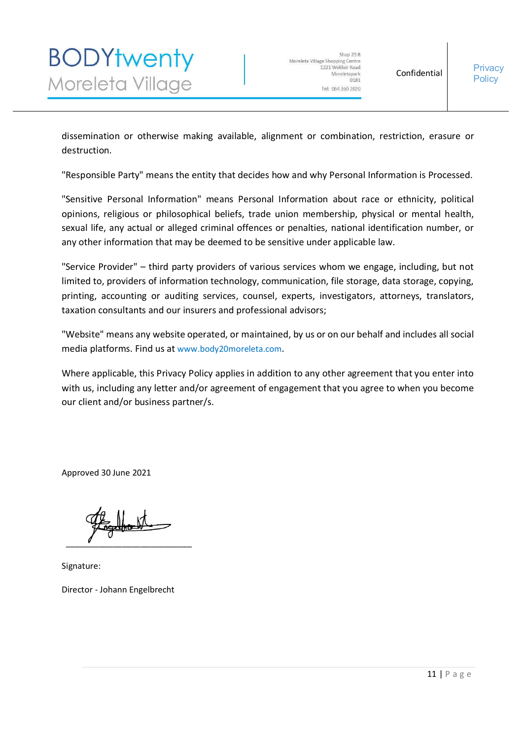dissemination or otherwise making available, alignment or combination, restriction, erasure or destruction.

"Responsible Party" means the entity that decides how and why Personal Information is Processed.

"Sensitive Personal Information" means Personal Information about race or ethnicity, political opinions, religious or philosophical beliefs, trade union membership, physical or mental health, sexual life, any actual or alleged criminal offences or penalties, national identification number, or any other information that may be deemed to be sensitive under applicable law.

"Service Provider" – third party providers of various services whom we engage, including, but not limited to, providers of information technology, communication, file storage, data storage, copying, printing, accounting or auditing services, counsel, experts, investigators, attorneys, translators, taxation consultants and our insurers and professional advisors;

"Website" means any website operated, or maintained, by us or on our behalf and includes all social media platforms. Find us at www.body20moreleta.com.

Where applicable, this Privacy Policy applies in addition to any other agreement that you enter into with us, including any letter and/or agreement of engagement that you agree to when you become our client and/or business partner/s.

Approved 30 June 2021

___________________________

Signature:

Director - Johann Engelbrecht